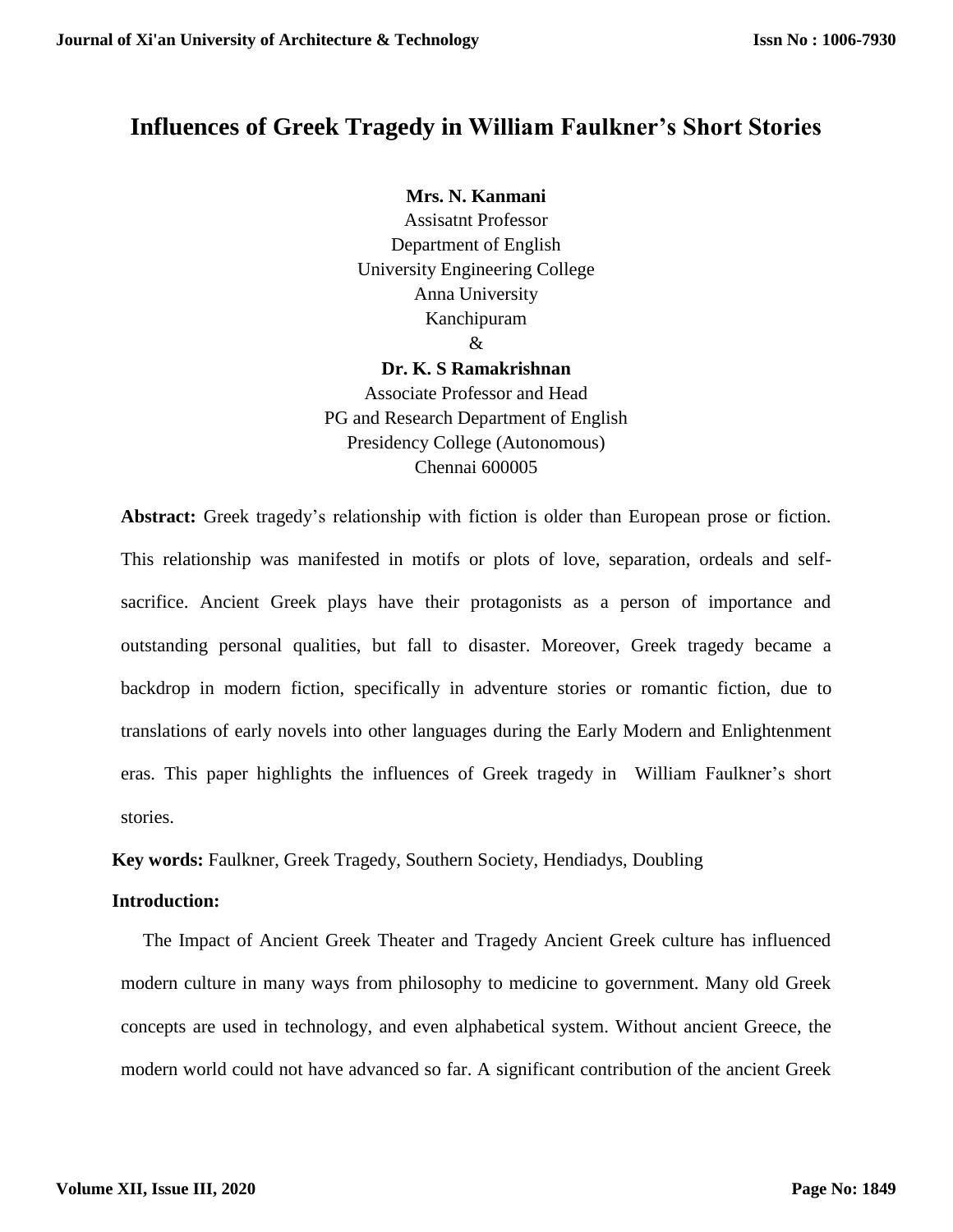# Influences of Greek Tragedy in William Faulkner's Short Stories

**Mrs. N. Kanmani**
Assisatnt Professor
Department of English
University Engineering College
Anna University
Kanchipuram

&

**Dr. K. S Ramakrishnan**
Associate Professor and Head
PG and Research Department of English
Presidency College (Autonomous)
Chennai 600005

**Abstract:** Greek tragedy's relationship with fiction is older than European prose or fiction. This relationship was manifested in motifs or plots of love, separation, ordeals and self-sacrifice. Ancient Greek plays have their protagonists as a person of importance and outstanding personal qualities, but fall to disaster. Moreover, Greek tragedy became a backdrop in modern fiction, specifically in adventure stories or romantic fiction, due to translations of early novels into other languages during the Early Modern and Enlightenment eras. This paper highlights the influences of Greek tragedy in William Faulkner's short stories.

**Key words:** Faulkner, Greek Tragedy, Southern Society, Hendiadys, Doubling

**Introduction:**

The Impact of Ancient Greek Theater and Tragedy Ancient Greek culture has influenced modern culture in many ways from philosophy to medicine to government. Many old Greek concepts are used in technology, and even alphabetical system. Without ancient Greece, the modern world could not have advanced so far. A significant contribution of the ancient Greek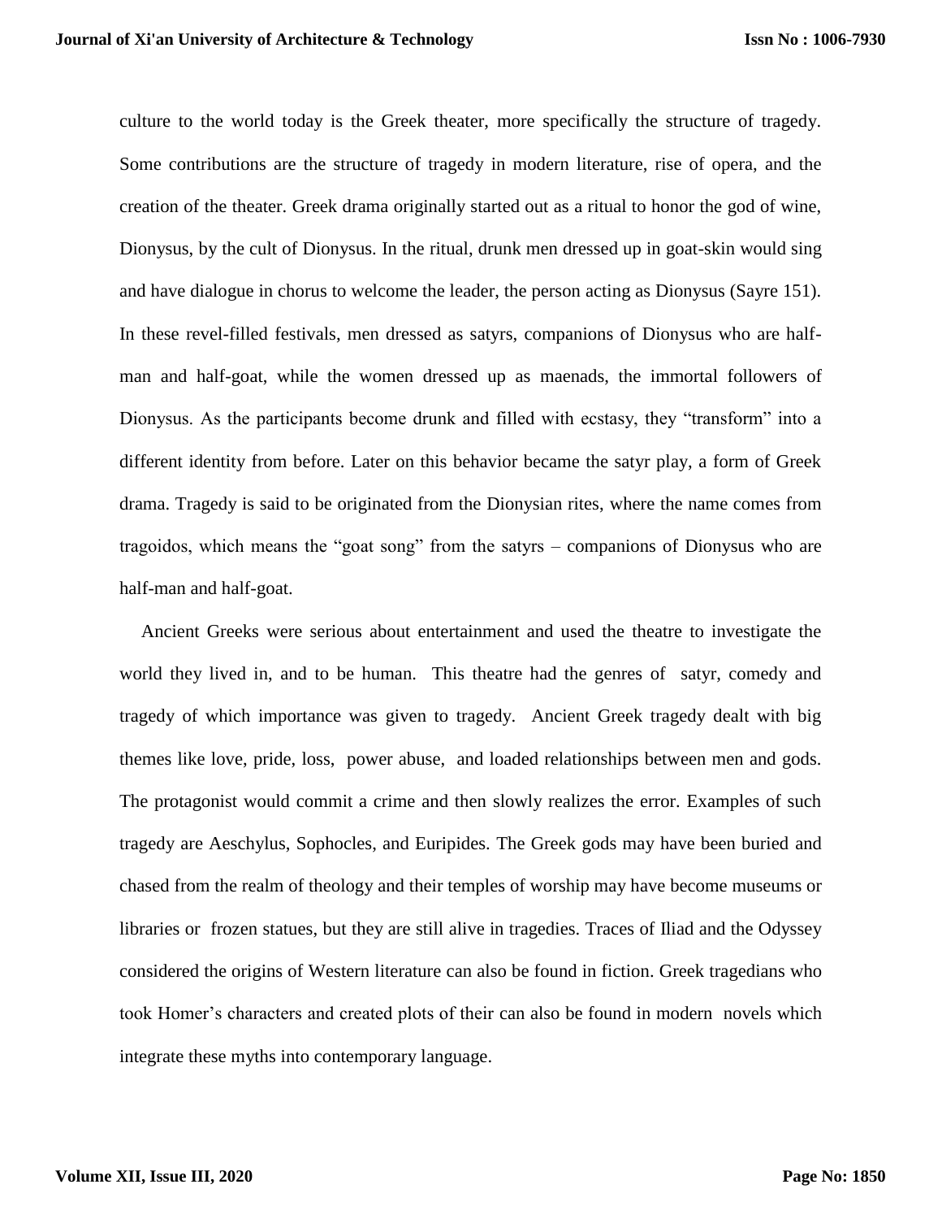culture to the world today is the Greek theater, more specifically the structure of tragedy. Some contributions are the structure of tragedy in modern literature, rise of opera, and the creation of the theater. Greek drama originally started out as a ritual to honor the god of wine, Dionysus, by the cult of Dionysus. In the ritual, drunk men dressed up in goat-skin would sing and have dialogue in chorus to welcome the leader, the person acting as Dionysus (Sayre 151). In these revel-filled festivals, men dressed as satyrs, companions of Dionysus who are half-man and half-goat, while the women dressed up as maenads, the immortal followers of Dionysus. As the participants become drunk and filled with ecstasy, they "transform" into a different identity from before. Later on this behavior became the satyr play, a form of Greek drama. Tragedy is said to be originated from the Dionysian rites, where the name comes from tragoidos, which means the "goat song" from the satyrs – companions of Dionysus who are half-man and half-goat.

Ancient Greeks were serious about entertainment and used the theatre to investigate the world they lived in, and to be human. This theatre had the genres of satyr, comedy and tragedy of which importance was given to tragedy. Ancient Greek tragedy dealt with big themes like love, pride, loss, power abuse, and loaded relationships between men and gods. The protagonist would commit a crime and then slowly realizes the error. Examples of such tragedy are Aeschylus, Sophocles, and Euripides. The Greek gods may have been buried and chased from the realm of theology and their temples of worship may have become museums or libraries or frozen statues, but they are still alive in tragedies. Traces of Iliad and the Odyssey considered the origins of Western literature can also be found in fiction. Greek tragedians who took Homer's characters and created plots of their can also be found in modern novels which integrate these myths into contemporary language.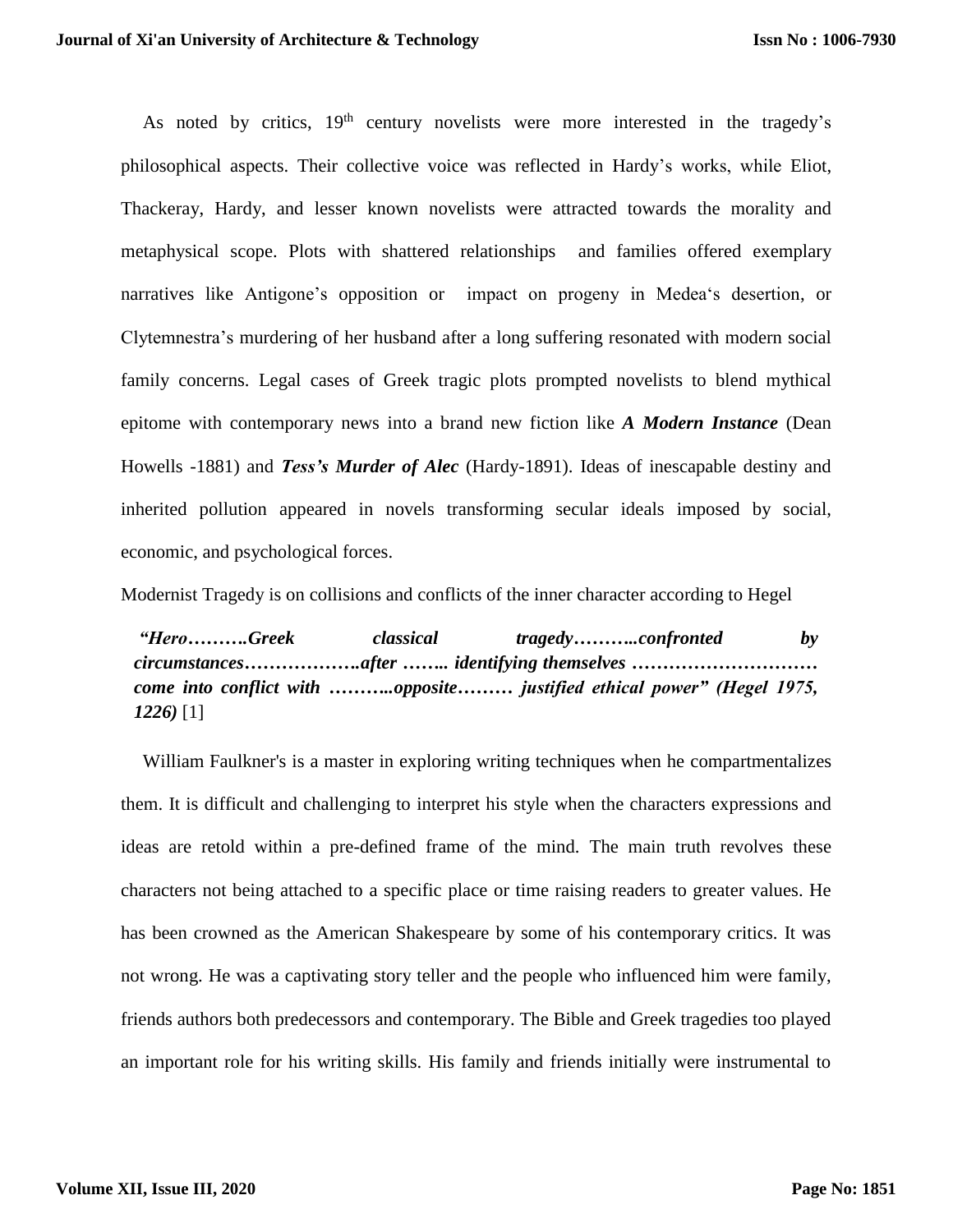As noted by critics, 19th century novelists were more interested in the tragedy's philosophical aspects. Their collective voice was reflected in Hardy's works, while Eliot, Thackeray, Hardy, and lesser known novelists were attracted towards the morality and metaphysical scope. Plots with shattered relationships and families offered exemplary narratives like Antigone's opposition or impact on progeny in Medea's desertion, or Clytemnestra's murdering of her husband after a long suffering resonated with modern social family concerns. Legal cases of Greek tragic plots prompted novelists to blend mythical epitome with contemporary news into a brand new fiction like ***A Modern Instance*** (Dean Howells -1881) and ***Tess's Murder of Alec*** (Hardy-1891). Ideas of inescapable destiny and inherited pollution appeared in novels transforming secular ideals imposed by social, economic, and psychological forces.

Modernist Tragedy is on collisions and conflicts of the inner character according to Hegel

> ***"Hero……….Greek classical tragedy………..confronted by circumstances……………….after …….. identifying themselves ………………………… come into conflict with ………..opposite……… justified ethical power" (Hegel 1975, 1226)*** [1]

William Faulkner's is a master in exploring writing techniques when he compartmentalizes them. It is difficult and challenging to interpret his style when the characters expressions and ideas are retold within a pre-defined frame of the mind. The main truth revolves these characters not being attached to a specific place or time raising readers to greater values. He has been crowned as the American Shakespeare by some of his contemporary critics. It was not wrong. He was a captivating story teller and the people who influenced him were family, friends authors both predecessors and contemporary. The Bible and Greek tragedies too played an important role for his writing skills. His family and friends initially were instrumental to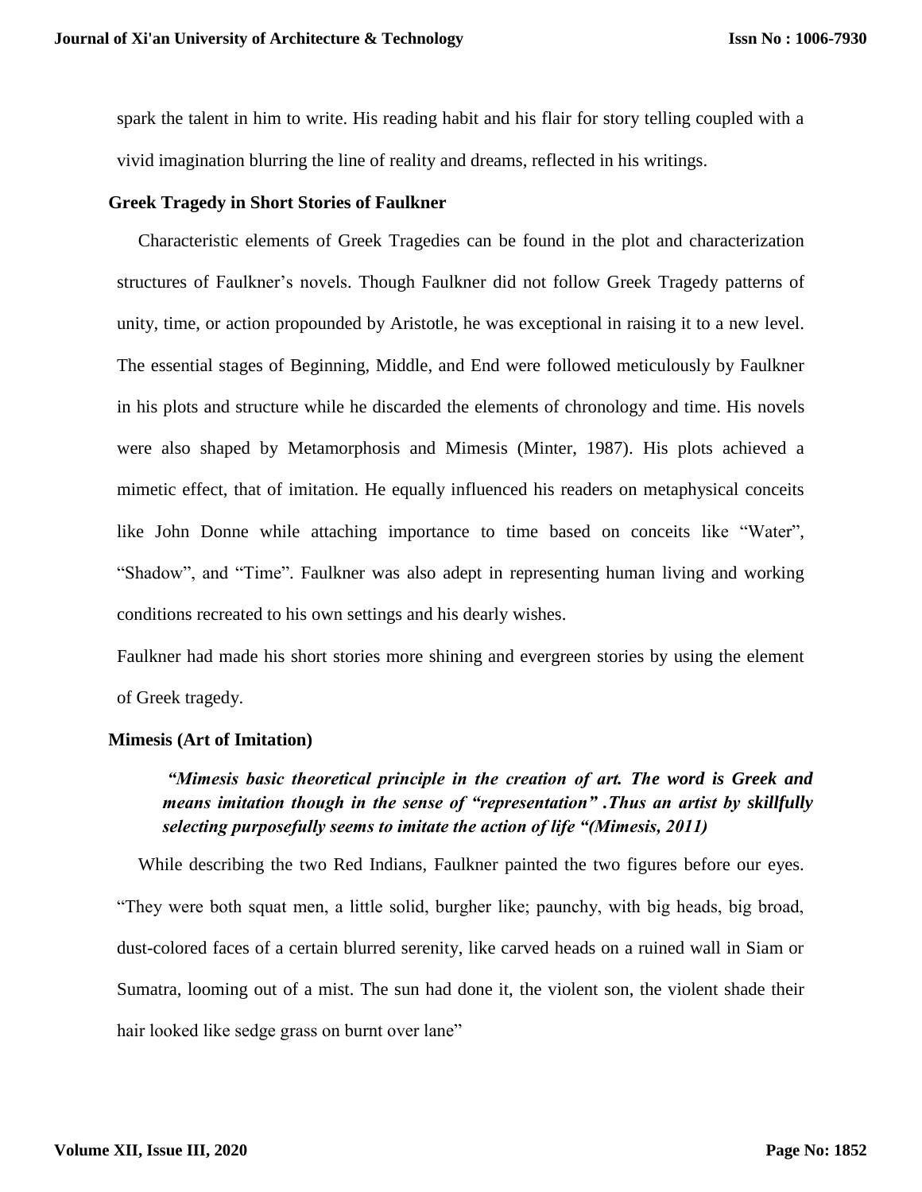spark the talent in him to write. His reading habit and his flair for story telling coupled with a vivid imagination blurring the line of reality and dreams, reflected in his writings.

## Greek Tragedy in Short Stories of Faulkner

Characteristic elements of Greek Tragedies can be found in the plot and characterization structures of Faulkner's novels. Though Faulkner did not follow Greek Tragedy patterns of unity, time, or action propounded by Aristotle, he was exceptional in raising it to a new level. The essential stages of Beginning, Middle, and End were followed meticulously by Faulkner in his plots and structure while he discarded the elements of chronology and time. His novels were also shaped by Metamorphosis and Mimesis (Minter, 1987). His plots achieved a mimetic effect, that of imitation. He equally influenced his readers on metaphysical conceits like John Donne while attaching importance to time based on conceits like "Water", "Shadow", and "Time". Faulkner was also adept in representing human living and working conditions recreated to his own settings and his dearly wishes.

Faulkner had made his short stories more shining and evergreen stories by using the element of Greek tragedy.

## Mimesis (Art of Imitation)

> ***"Mimesis basic theoretical principle in the creation of art. The word is Greek and means imitation though in the sense of "representation" .Thus an artist by skillfully selecting purposefully seems to imitate the action of life "(Mimesis, 2011)***

While describing the two Red Indians, Faulkner painted the two figures before our eyes. "They were both squat men, a little solid, burgher like; paunchy, with big heads, big broad, dust-colored faces of a certain blurred serenity, like carved heads on a ruined wall in Siam or Sumatra, looming out of a mist. The sun had done it, the violent son, the violent shade their hair looked like sedge grass on burnt over lane"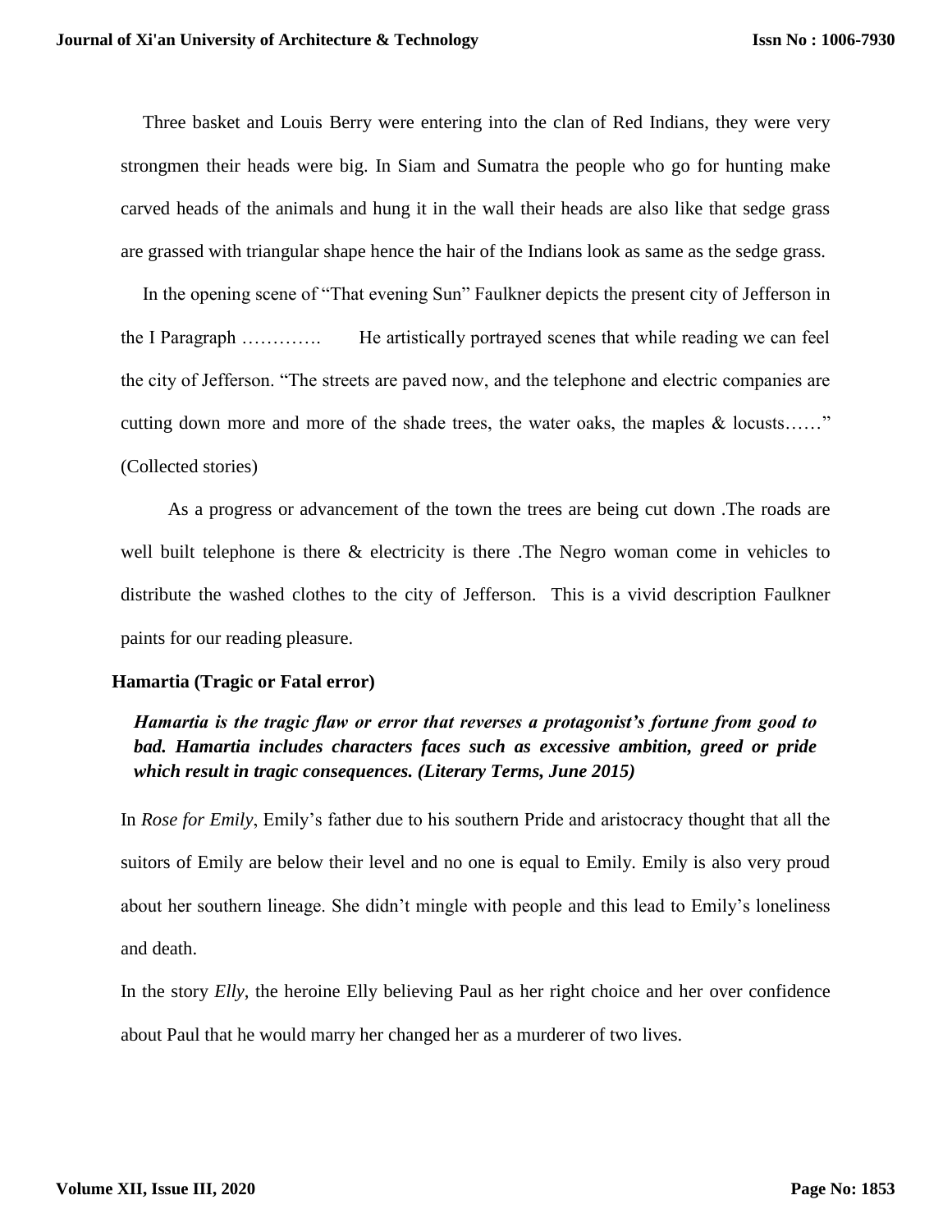Three basket and Louis Berry were entering into the clan of Red Indians, they were very strongmen their heads were big. In Siam and Sumatra the people who go for hunting make carved heads of the animals and hung it in the wall their heads are also like that sedge grass are grassed with triangular shape hence the hair of the Indians look as same as the sedge grass.

In the opening scene of "That evening Sun" Faulkner depicts the present city of Jefferson in the I Paragraph …………. He artistically portrayed scenes that while reading we can feel the city of Jefferson. "The streets are paved now, and the telephone and electric companies are cutting down more and more of the shade trees, the water oaks, the maples & locusts……" (Collected stories)

As a progress or advancement of the town the trees are being cut down .The roads are well built telephone is there & electricity is there .The Negro woman come in vehicles to distribute the washed clothes to the city of Jefferson. This is a vivid description Faulkner paints for our reading pleasure.

**Hamartia (Tragic or Fatal error)**

***Hamartia is the tragic flaw or error that reverses a protagonist's fortune from good to bad. Hamartia includes characters faces such as excessive ambition, greed or pride which result in tragic consequences. (Literary Terms, June 2015)***

In *Rose for Emily*, Emily's father due to his southern Pride and aristocracy thought that all the suitors of Emily are below their level and no one is equal to Emily. Emily is also very proud about her southern lineage. She didn't mingle with people and this lead to Emily's loneliness and death.

In the story *Elly*, the heroine Elly believing Paul as her right choice and her over confidence about Paul that he would marry her changed her as a murderer of two lives.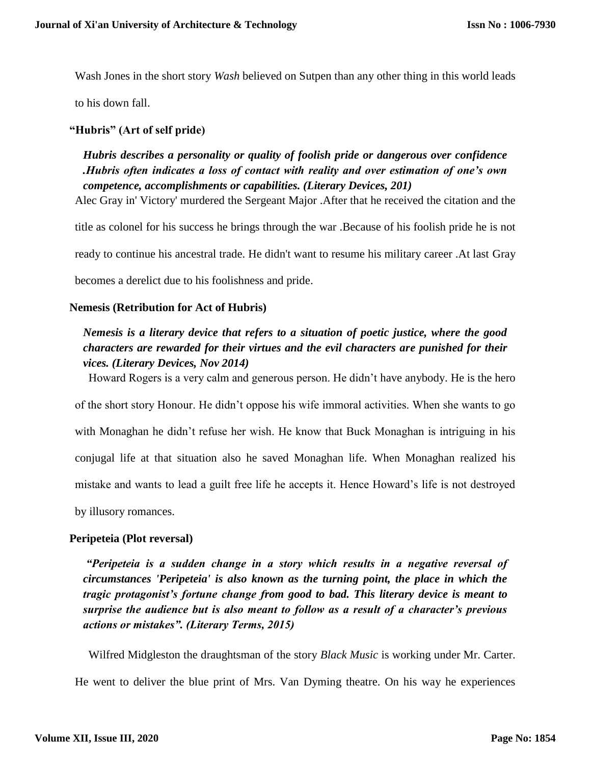Wash Jones in the short story *Wash* believed on Sutpen than any other thing in this world leads to his down fall.

**"Hubris" (Art of self pride)**

***Hubris describes a personality or quality of foolish pride or dangerous over confidence .Hubris often indicates a loss of contact with reality and over estimation of one's own competence, accomplishments or capabilities. (Literary Devices, 201)***

Alec Gray in' Victory' murdered the Sergeant Major .After that he received the citation and the title as colonel for his success he brings through the war .Because of his foolish pride he is not ready to continue his ancestral trade. He didn't want to resume his military career .At last Gray becomes a derelict due to his foolishness and pride.

**Nemesis (Retribution for Act of Hubris)**

***Nemesis is a literary device that refers to a situation of poetic justice, where the good characters are rewarded for their virtues and the evil characters are punished for their vices. (Literary Devices, Nov 2014)***

Howard Rogers is a very calm and generous person. He didn't have anybody. He is the hero of the short story Honour. He didn't oppose his wife immoral activities. When she wants to go with Monaghan he didn't refuse her wish. He know that Buck Monaghan is intriguing in his conjugal life at that situation also he saved Monaghan life. When Monaghan realized his mistake and wants to lead a guilt free life he accepts it. Hence Howard's life is not destroyed by illusory romances.

**Peripeteia (Plot reversal)**

***"Peripeteia is a sudden change in a story which results in a negative reversal of circumstances 'Peripeteia' is also known as the turning point, the place in which the tragic protagonist's fortune change from good to bad. This literary device is meant to surprise the audience but is also meant to follow as a result of a character's previous actions or mistakes". (Literary Terms, 2015)***

Wilfred Midgleston the draughtsman of the story *Black Music* is working under Mr. Carter. He went to deliver the blue print of Mrs. Van Dyming theatre. On his way he experiences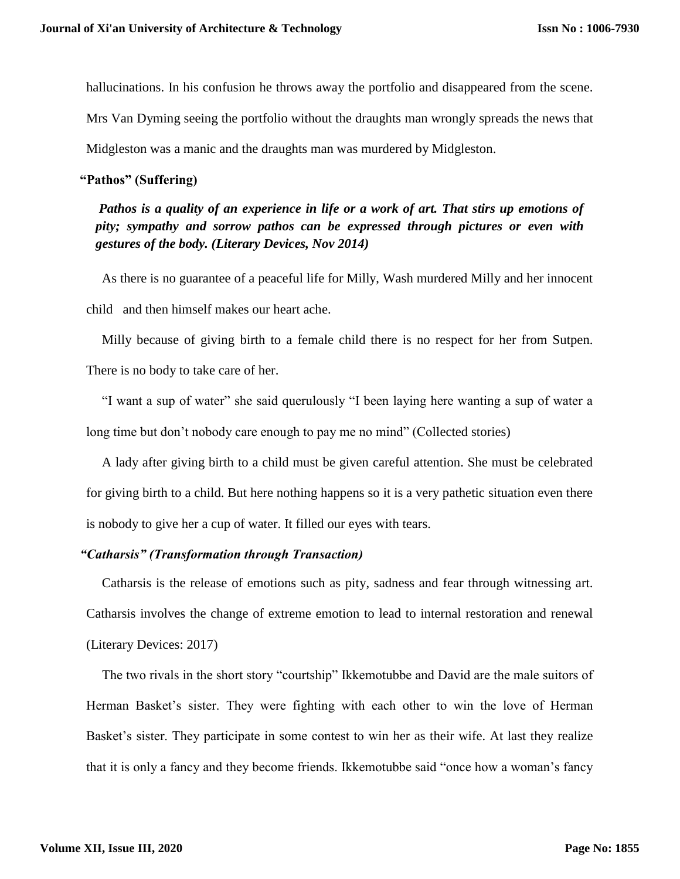hallucinations. In his confusion he throws away the portfolio and disappeared from the scene. Mrs Van Dyming seeing the portfolio without the draughts man wrongly spreads the news that Midgleston was a manic and the draughts man was murdered by Midgleston.

### "Pathos" (Suffering)

***Pathos is a quality of an experience in life or a work of art. That stirs up emotions of pity; sympathy and sorrow pathos can be expressed through pictures or even with gestures of the body. (Literary Devices, Nov 2014)***

As there is no guarantee of a peaceful life for Milly, Wash murdered Milly and her innocent child and then himself makes our heart ache.

Milly because of giving birth to a female child there is no respect for her from Sutpen. There is no body to take care of her.

"I want a sup of water" she said querulously "I been laying here wanting a sup of water a long time but don't nobody care enough to pay me no mind" (Collected stories)

A lady after giving birth to a child must be given careful attention. She must be celebrated for giving birth to a child. But here nothing happens so it is a very pathetic situation even there is nobody to give her a cup of water. It filled our eyes with tears.

### *"Catharsis" (Transformation through Transaction)*

Catharsis is the release of emotions such as pity, sadness and fear through witnessing art. Catharsis involves the change of extreme emotion to lead to internal restoration and renewal (Literary Devices: 2017)

The two rivals in the short story "courtship" Ikkemotubbe and David are the male suitors of Herman Basket's sister. They were fighting with each other to win the love of Herman Basket's sister. They participate in some contest to win her as their wife. At last they realize that it is only a fancy and they become friends. Ikkemotubbe said "once how a woman's fancy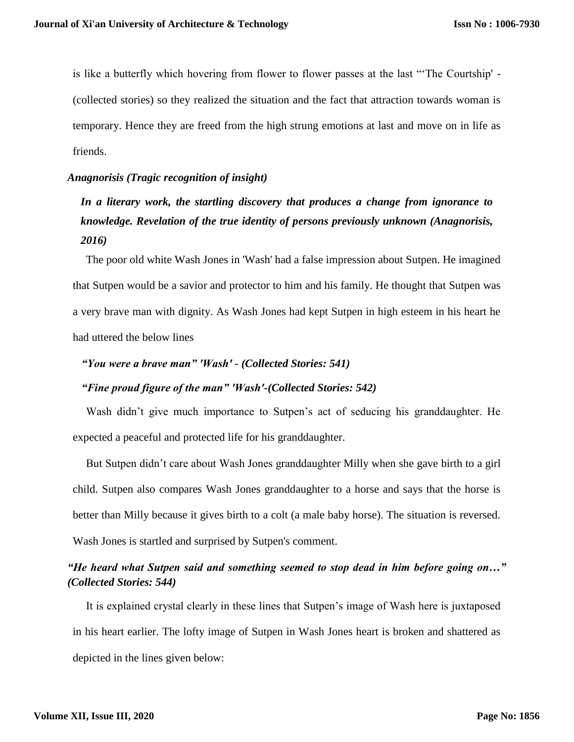is like a butterfly which hovering from flower to flower passes at the last "'The Courtship' - (collected stories) so they realized the situation and the fact that attraction towards woman is temporary. Hence they are freed from the high strung emotions at last and move on in life as friends.

### *Anagnorisis (Tragic recognition of insight)*

***In a literary work, the startling discovery that produces a change from ignorance to knowledge. Revelation of the true identity of persons previously unknown (Anagnorisis, 2016)***

The poor old white Wash Jones in 'Wash' had a false impression about Sutpen. He imagined that Sutpen would be a savior and protector to him and his family. He thought that Sutpen was a very brave man with dignity. As Wash Jones had kept Sutpen in high esteem in his heart he had uttered the below lines

***"You were a brave man" 'Wash' - (Collected Stories: 541)***

***"Fine proud figure of the man" 'Wash'-(Collected Stories: 542)***

Wash didn't give much importance to Sutpen's act of seducing his granddaughter. He expected a peaceful and protected life for his granddaughter.

But Sutpen didn't care about Wash Jones granddaughter Milly when she gave birth to a girl child. Sutpen also compares Wash Jones granddaughter to a horse and says that the horse is better than Milly because it gives birth to a colt (a male baby horse). The situation is reversed. Wash Jones is startled and surprised by Sutpen's comment.

***"He heard what Sutpen said and something seemed to stop dead in him before going on…" (Collected Stories: 544)***

It is explained crystal clearly in these lines that Sutpen's image of Wash here is juxtaposed in his heart earlier. The lofty image of Sutpen in Wash Jones heart is broken and shattered as depicted in the lines given below: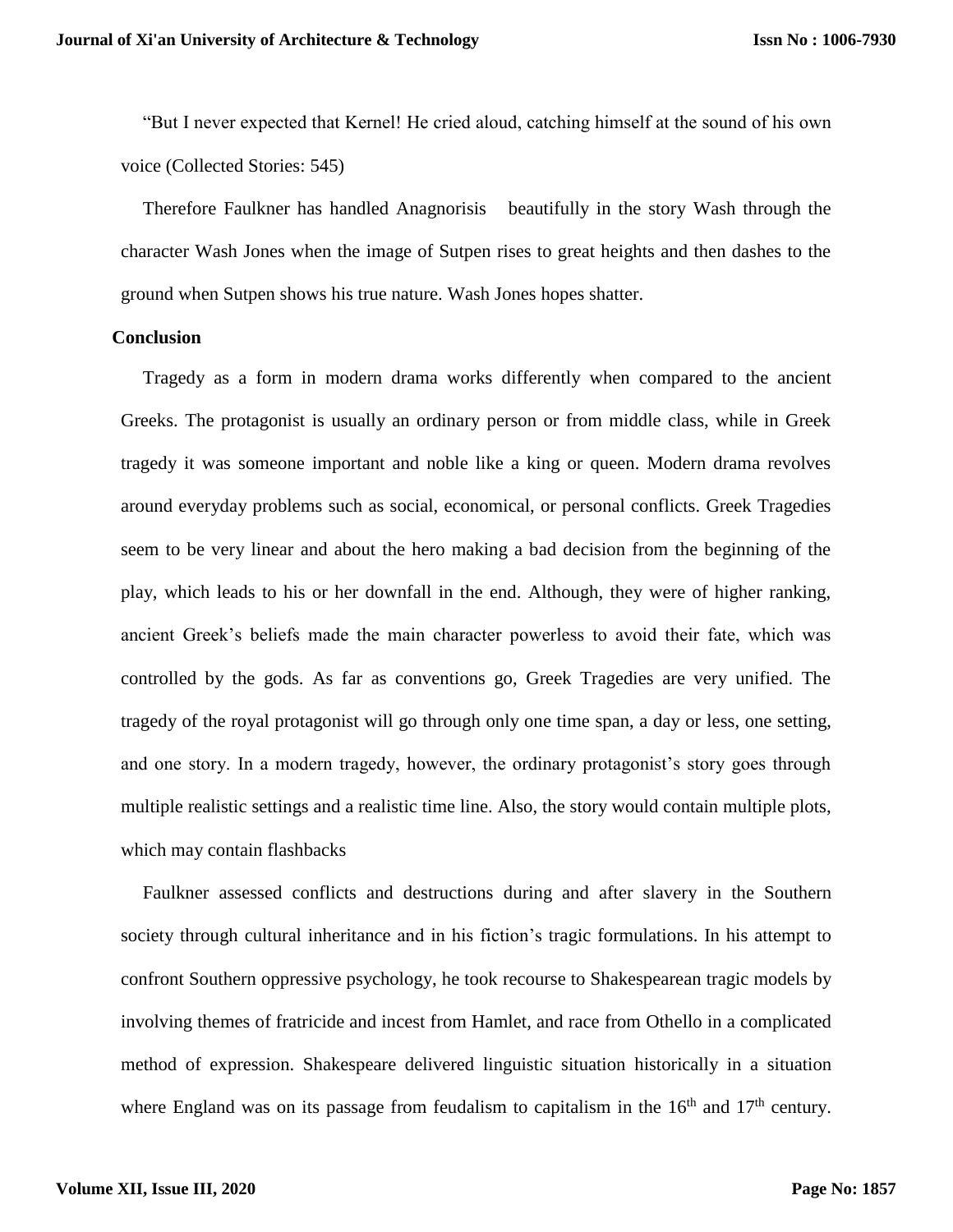"But I never expected that Kernel! He cried aloud, catching himself at the sound of his own voice (Collected Stories: 545)

Therefore Faulkner has handled Anagnorisis beautifully in the story Wash through the character Wash Jones when the image of Sutpen rises to great heights and then dashes to the ground when Sutpen shows his true nature. Wash Jones hopes shatter.

## Conclusion

Tragedy as a form in modern drama works differently when compared to the ancient Greeks. The protagonist is usually an ordinary person or from middle class, while in Greek tragedy it was someone important and noble like a king or queen. Modern drama revolves around everyday problems such as social, economical, or personal conflicts. Greek Tragedies seem to be very linear and about the hero making a bad decision from the beginning of the play, which leads to his or her downfall in the end. Although, they were of higher ranking, ancient Greek's beliefs made the main character powerless to avoid their fate, which was controlled by the gods. As far as conventions go, Greek Tragedies are very unified. The tragedy of the royal protagonist will go through only one time span, a day or less, one setting, and one story. In a modern tragedy, however, the ordinary protagonist's story goes through multiple realistic settings and a realistic time line. Also, the story would contain multiple plots, which may contain flashbacks

Faulkner assessed conflicts and destructions during and after slavery in the Southern society through cultural inheritance and in his fiction's tragic formulations. In his attempt to confront Southern oppressive psychology, he took recourse to Shakespearean tragic models by involving themes of fratricide and incest from Hamlet, and race from Othello in a complicated method of expression. Shakespeare delivered linguistic situation historically in a situation where England was on its passage from feudalism to capitalism in the 16th and 17th century.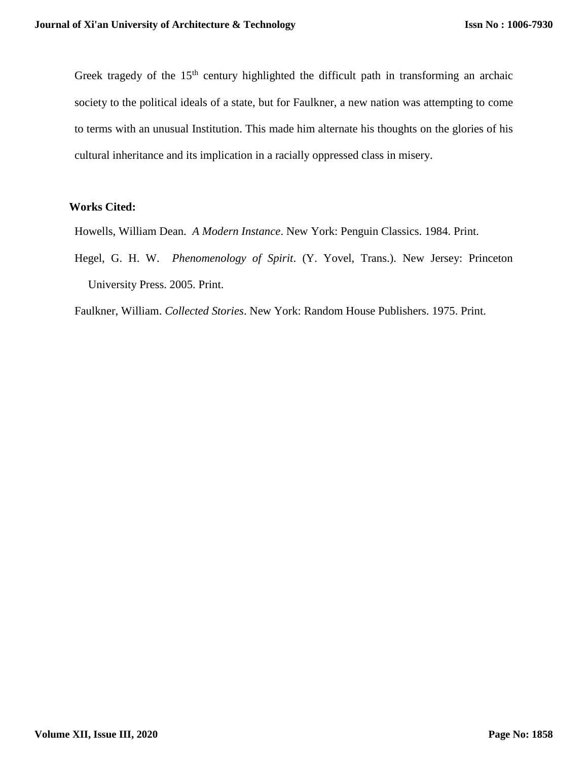Greek tragedy of the 15th century highlighted the difficult path in transforming an archaic society to the political ideals of a state, but for Faulkner, a new nation was attempting to come to terms with an unusual Institution. This made him alternate his thoughts on the glories of his cultural inheritance and its implication in a racially oppressed class in misery.

**Works Cited:**

Howells, William Dean. *A Modern Instance*. New York: Penguin Classics. 1984. Print.

Hegel, G. H. W. *Phenomenology of Spirit*. (Y. Yovel, Trans.). New Jersey: Princeton University Press. 2005. Print.

Faulkner, William. *Collected Stories*. New York: Random House Publishers. 1975. Print.